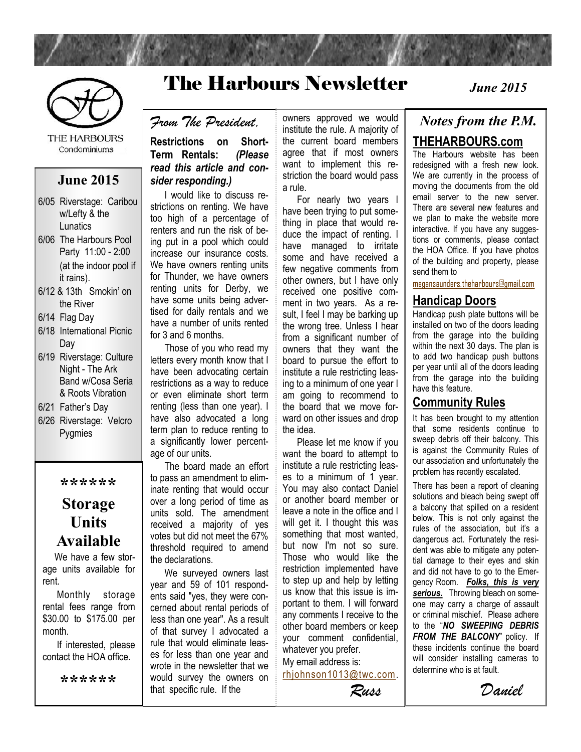# The Harbours Newsletter

*June 2015*

THE HARBOURS
Condominiums

## June 2015

- 6/05 Riverstage: Caribou w/Lefty & the Lunatics
- 6/06 The Harbours Pool Party 11:00 - 2:00 (at the indoor pool if it rains).
- 6/12 & 13th Smokin' on the River
- 6/14 Flag Day
- 6/18 International Picnic Day
- 6/19 Riverstage: Culture Night - The Ark Band w/Cosa Seria & Roots Vibration
- 6/21 Father's Day
- 6/26 Riverstage: Velcro Pygmies

******

## Storage Units Available

We have a few storage units available for rent.

Monthly storage rental fees range from $30.00 to $175.00 per month.

If interested, please contact the HOA office.

******

## *From The President,*

**Restrictions on Short-Term Rentals:** ***(Please read this article and consider responding.)***

I would like to discuss restrictions on renting. We have too high of a percentage of renters and run the risk of being put in a pool which could increase our insurance costs. We have owners renting units for Thunder, we have owners renting units for Derby, we have some units being advertised for daily rentals and we have a number of units rented for 3 and 6 months.

Those of you who read my letters every month know that I have been advocating certain restrictions as a way to reduce or even eliminate short term renting (less than one year). I have also advocated a long term plan to reduce renting to a significantly lower percentage of our units.

The board made an effort to pass an amendment to eliminate renting that would occur over a long period of time as units sold. The amendment received a majority of yes votes but did not meet the 67% threshold required to amend the declarations.

We surveyed owners last year and 59 of 101 respondents said "yes, they were concerned about rental periods of less than one year". As a result of that survey I advocated a rule that would eliminate leases for less than one year and wrote in the newsletter that we would survey the owners on that specific rule. If the owners approved we would institute the rule. A majority of the current board members agree that if most owners want to implement this restriction the board would pass a rule.

For nearly two years I have been trying to put something in place that would reduce the impact of renting. I have managed to irritate some and have received a few negative comments from other owners, but I have only received one positive comment in two years. As a result, I feel I may be barking up the wrong tree. Unless I hear from a significant number of owners that they want the board to pursue the effort to institute a rule restricting leasing to a minimum of one year I am going to recommend to the board that we move forward on other issues and drop the idea.

Please let me know if you want the board to attempt to institute a rule restricting leases to a minimum of 1 year. You may also contact Daniel or another board member or leave a note in the office and I will get it. I thought this was something that most wanted, but now I'm not so sure. Those who would like the restriction implemented have to step up and help by letting us know that this issue is important to them. I will forward any comments I receive to the other board members or keep your comment confidential, whatever you prefer.

My email address is: rhjohnson1013@twc.com.

*Russ*

## *Notes from the P.M.*

### THEHARBOURS.com

The Harbours website has been redesigned with a fresh new look. We are currently in the process of moving the documents from the old email server to the new server. There are several new features and we plan to make the website more interactive. If you have any suggestions or comments, please contact the HOA Office. If you have photos of the building and property, please send them to meegansaunders.theharbours@gmail.com

### Handicap Doors

Handicap push plate buttons will be installed on two of the doors leading from the garage into the building within the next 30 days. The plan is to add two handicap push buttons per year until all of the doors leading from the garage into the building have this feature.

### Community Rules

It has been brought to my attention that some residents continue to sweep debris off their balcony. This is against the Community Rules of our association and unfortunately the problem has recently escalated.

There has been a report of cleaning solutions and bleach being swept off a balcony that spilled on a resident below. This is not only against the rules of the association, but it's a dangerous act. Fortunately the resident was able to mitigate any potential damage to their eyes and skin and did not have to go to the Emergency Room. ***Folks, this is very serious.*** Throwing bleach on someone may carry a charge of assault or criminal mischief. Please adhere to the "***NO SWEEPING DEBRIS FROM THE BALCONY***" policy. If these incidents continue the board will consider installing cameras to determine who is at fault.

*Daniel*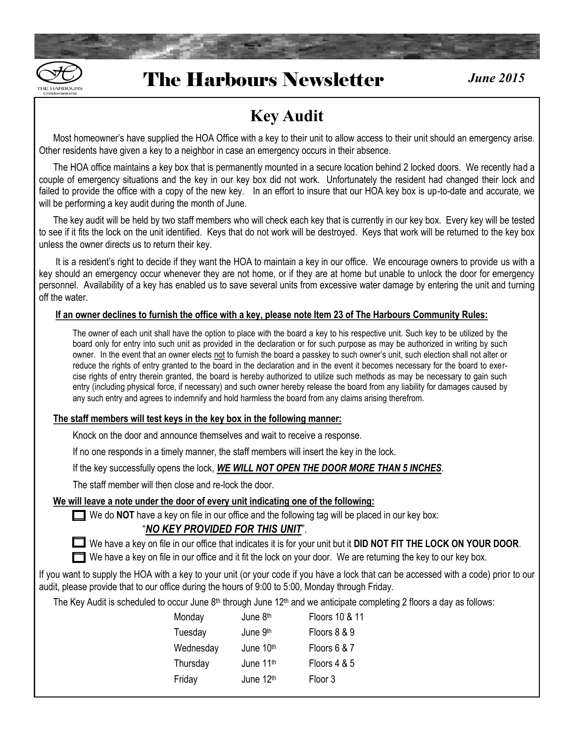# The Harbours Newsletter

*June 2015*

## Key Audit

Most homeowner's have supplied the HOA Office with a key to their unit to allow access to their unit should an emergency arise. Other residents have given a key to a neighbor in case an emergency occurs in their absence.

The HOA office maintains a key box that is permanently mounted in a secure location behind 2 locked doors. We recently had a couple of emergency situations and the key in our key box did not work. Unfortunately the resident had changed their lock and failed to provide the office with a copy of the new key. In an effort to insure that our HOA key box is up-to-date and accurate, we will be performing a key audit during the month of June.

The key audit will be held by two staff members who will check each key that is currently in our key box. Every key will be tested to see if it fits the lock on the unit identified. Keys that do not work will be destroyed. Keys that work will be returned to the key box unless the owner directs us to return their key.

It is a resident's right to decide if they want the HOA to maintain a key in our office. We encourage owners to provide us with a key should an emergency occur whenever they are not home, or if they are at home but unable to unlock the door for emergency personnel. Availability of a key has enabled us to save several units from excessive water damage by entering the unit and turning off the water.

**If an owner declines to furnish the office with a key, please note Item 23 of The Harbours Community Rules:**

The owner of each unit shall have the option to place with the board a key to his respective unit. Such key to be utilized by the board only for entry into such unit as provided in the declaration or for such purpose as may be authorized in writing by such owner. In the event that an owner elects not to furnish the board a passkey to such owner's unit, such election shall not alter or reduce the rights of entry granted to the board in the declaration and in the event it becomes necessary for the board to exercise rights of entry therein granted, the board is hereby authorized to utilize such methods as may be necessary to gain such entry (including physical force, if necessary) and such owner hereby release the board from any liability for damages caused by any such entry and agrees to indemnify and hold harmless the board from any claims arising therefrom.

**The staff members will test keys in the key box in the following manner:**

Knock on the door and announce themselves and wait to receive a response.

If no one responds in a timely manner, the staff members will insert the key in the lock.

If the key successfully opens the lock, ***WE WILL NOT OPEN THE DOOR MORE THAN 5 INCHES***.

The staff member will then close and re-lock the door.

**We will leave a note under the door of every unit indicating one of the following:**

- ☐ We do **NOT** have a key on file in our office and the following tag will be placed in our key box: "***NO KEY PROVIDED FOR THIS UNIT***".
- ☐ We have a key on file in our office that indicates it is for your unit but it **DID NOT FIT THE LOCK ON YOUR DOOR**.
- ☐ We have a key on file in our office and it fit the lock on your door. We are returning the key to our key box.

If you want to supply the HOA with a key to your unit (or your code if you have a lock that can be accessed with a code) prior to our audit, please provide that to our office during the hours of 9:00 to 5:00, Monday through Friday.

The Key Audit is scheduled to occur June 8th through June 12th and we anticipate completing 2 floors a day as follows:

| | | |
|---|---|---|
| Monday | June 8th | Floors 10 & 11 |
| Tuesday | June 9th | Floors 8 & 9 |
| Wednesday | June 10th | Floors 6 & 7 |
| Thursday | June 11th | Floors 4 & 5 |
| Friday | June 12th | Floor 3 |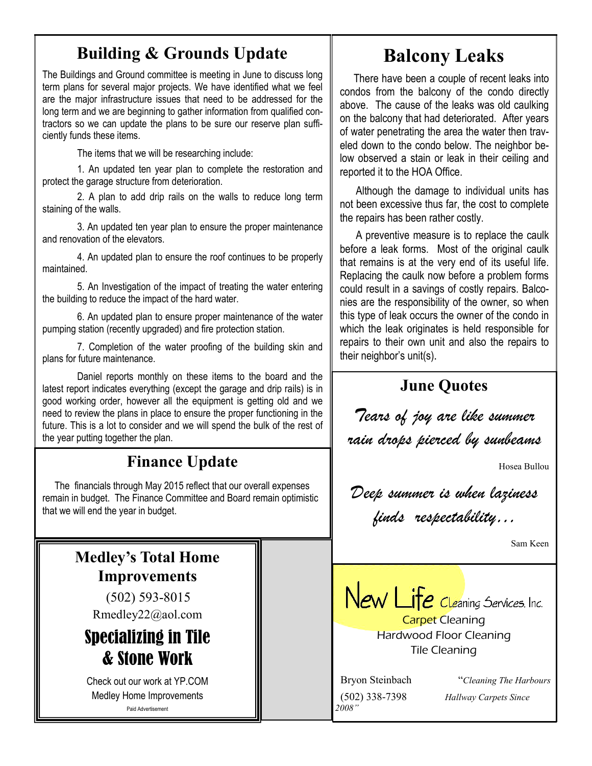## Building & Grounds Update

The Buildings and Ground committee is meeting in June to discuss long term plans for several major projects. We have identified what we feel are the major infrastructure issues that need to be addressed for the long term and we are beginning to gather information from qualified contractors so we can update the plans to be sure our reserve plan sufficiently funds these items.

The items that we will be researching include:

1. An updated ten year plan to complete the restoration and protect the garage structure from deterioration.

2. A plan to add drip rails on the walls to reduce long term staining of the walls.

3. An updated ten year plan to ensure the proper maintenance and renovation of the elevators.

4. An updated plan to ensure the roof continues to be properly maintained.

5. An Investigation of the impact of treating the water entering the building to reduce the impact of the hard water.

6. An updated plan to ensure proper maintenance of the water pumping station (recently upgraded) and fire protection station.

7. Completion of the water proofing of the building skin and plans for future maintenance.

Daniel reports monthly on these items to the board and the latest report indicates everything (except the garage and drip rails) is in good working order, however all the equipment is getting old and we need to review the plans in place to ensure the proper functioning in the future. This is a lot to consider and we will spend the bulk of the rest of the year putting together the plan.

## Finance Update

The financials through May 2015 reflect that our overall expenses remain in budget. The Finance Committee and Board remain optimistic that we will end the year in budget.

**Medley's Total Home Improvements**

(502) 593-8015

Rmedley22@aol.com

**Specializing in Tile & Stone Work**

Check out our work at YP.COM

Medley Home Improvements

Paid Advertisement

## Balcony Leaks

There have been a couple of recent leaks into condos from the balcony of the condo directly above. The cause of the leaks was old caulking on the balcony that had deteriorated. After years of water penetrating the area the water then traveled down to the condo below. The neighbor below observed a stain or leak in their ceiling and reported it to the HOA Office.

Although the damage to individual units has not been excessive thus far, the cost to complete the repairs has been rather costly.

A preventive measure is to replace the caulk before a leak forms. Most of the original caulk that remains is at the very end of its useful life. Replacing the caulk now before a problem forms could result in a savings of costly repairs. Balconies are the responsibility of the owner, so when this type of leak occurs the owner of the condo in which the leak originates is held responsible for repairs to their own unit and also the repairs to their neighbor's unit(s).

## June Quotes

*Tears of joy are like summer rain drops pierced by sunbeams*

Hosea Bullou

*Deep summer is when laziness finds respectability…*

Sam Keen

**New Life** Cleaning Services, Inc.

Carpet Cleaning

Hardwood Floor Cleaning

Tile Cleaning

Bryon Steinbach

(502) 338-7398

"*Cleaning The Harbours Hallway Carpets Since 2008*"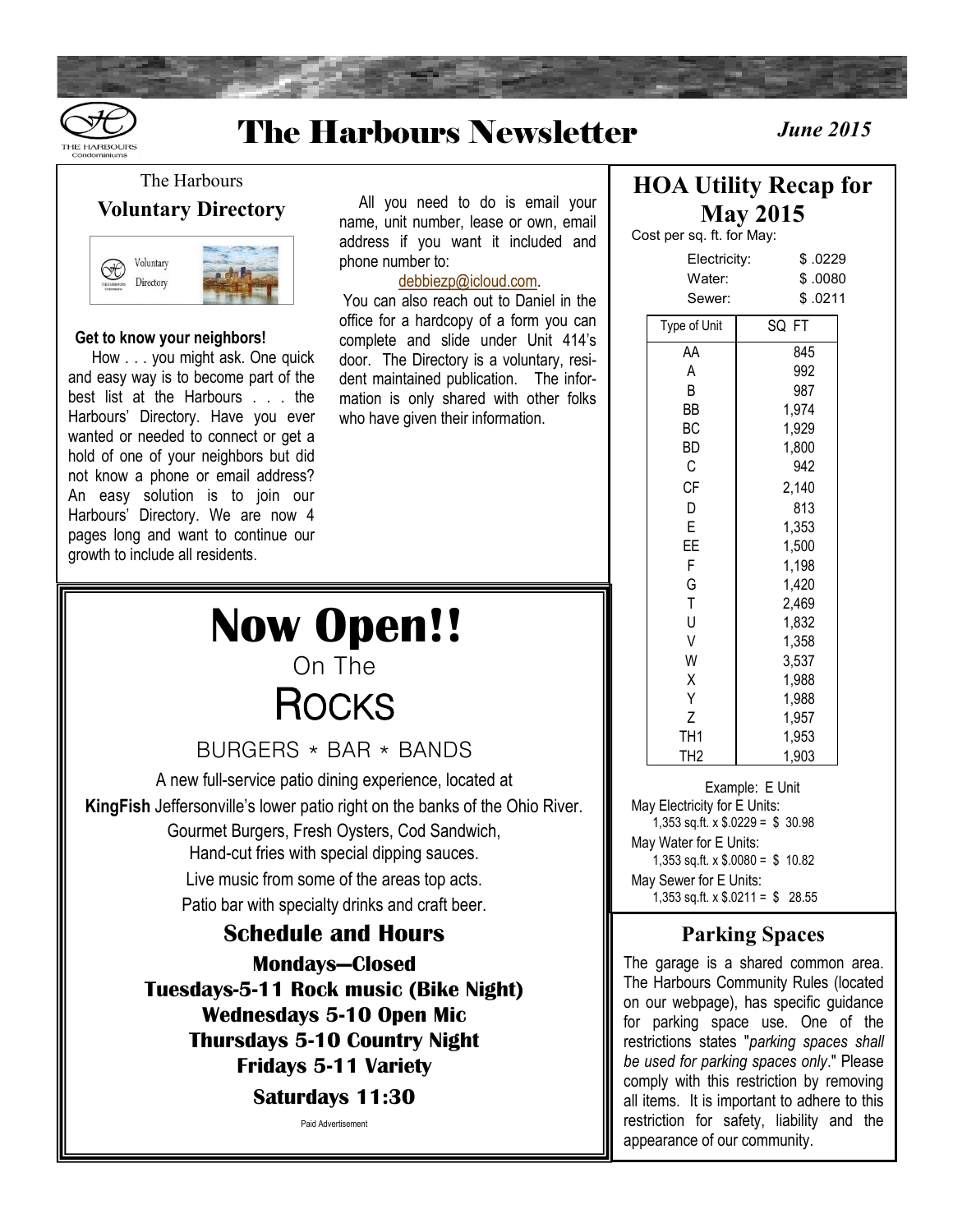# The Harbours Newsletter

*June 2015*

The Harbours

## Voluntary Directory

**Get to know your neighbors!**

How . . . you might ask. One quick and easy way is to become part of the best list at the Harbours . . . the Harbours' Directory. Have you ever wanted or needed to connect or get a hold of one of your neighbors but did not know a phone or email address? An easy solution is to join our Harbours' Directory. We are now 4 pages long and want to continue our growth to include all residents.

All you need to do is email your name, unit number, lease or own, email address if you want it included and phone number to:

debbiezp@icloud.com.

You can also reach out to Daniel in the office for a hardcopy of a form you can complete and slide under Unit 414's door. The Directory is a voluntary, resident maintained publication. The information is only shared with other folks who have given their information.

# Now Open!!

On The

# ROCKS

BURGERS * BAR * BANDS

A new full-service patio dining experience, located at **KingFish** Jeffersonville's lower patio right on the banks of the Ohio River.

Gourmet Burgers, Fresh Oysters, Cod Sandwich,
Hand-cut fries with special dipping sauces.

Live music from some of the areas top acts.

Patio bar with specialty drinks and craft beer.

## Schedule and Hours

**Mondays—Closed**
**Tuesdays-5-11 Rock music (Bike Night)**
**Wednesdays 5-10 Open Mic**
**Thursdays 5-10 Country Night**
**Fridays 5-11 Variety**

**Saturdays 11:30**

Paid Advertisement

## HOA Utility Recap for May 2015

Cost per sq. ft. for May:

| | |
|---|---|
| Electricity: | $ .0229 |
| Water: | $ .0080 |
| Sewer: | $ .0211 |

| Type of Unit | SQ FT |
|---|---|
| AA | 845 |
| A | 992 |
| B | 987 |
| BB | 1,974 |
| BC | 1,929 |
| BD | 1,800 |
| C | 942 |
| CF | 2,140 |
| D | 813 |
| E | 1,353 |
| EE | 1,500 |
| F | 1,198 |
| G | 1,420 |
| T | 2,469 |
| U | 1,832 |
| V | 1,358 |
| W | 3,537 |
| X | 1,988 |
| Y | 1,988 |
| Z | 1,957 |
| TH1 | 1,953 |
| TH2 | 1,903 |

Example: E Unit

May Electricity for E Units:
1,353 sq.ft. x $.0229 = $ 30.98

May Water for E Units:
1,353 sq.ft. x $.0080 = $ 10.82

May Sewer for E Units:
1,353 sq.ft. x $.0211 = $ 28.55

## Parking Spaces

The garage is a shared common area. The Harbours Community Rules (located on our webpage), has specific guidance for parking space use. One of the restrictions states "*parking spaces shall be used for parking spaces only*." Please comply with this restriction by removing all items. It is important to adhere to this restriction for safety, liability and the appearance of our community.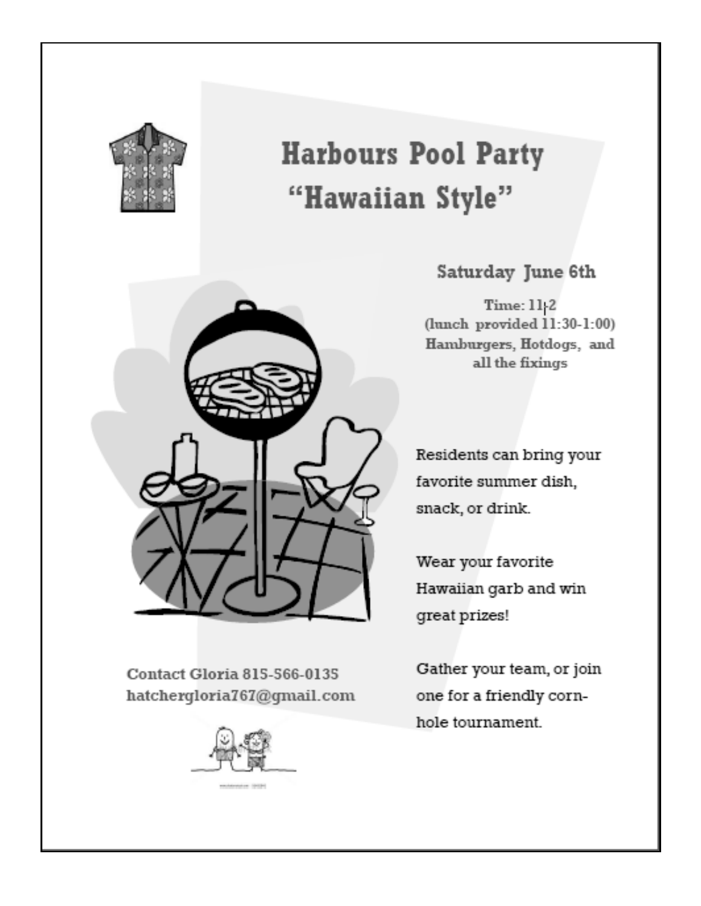# Harbours Pool Party "Hawaiian Style"

**Saturday June 6th**

Time: 11-2
(lunch provided 11:30-1:00)
Hamburgers, Hotdogs, and all the fixings

Residents can bring your favorite summer dish, snack, or drink.

Wear your favorite Hawaiian garb and win great prizes!

Gather your team, or join one for a friendly corn-hole tournament.

Contact Gloria 815-566-0135
hatchergloria767@gmail.com